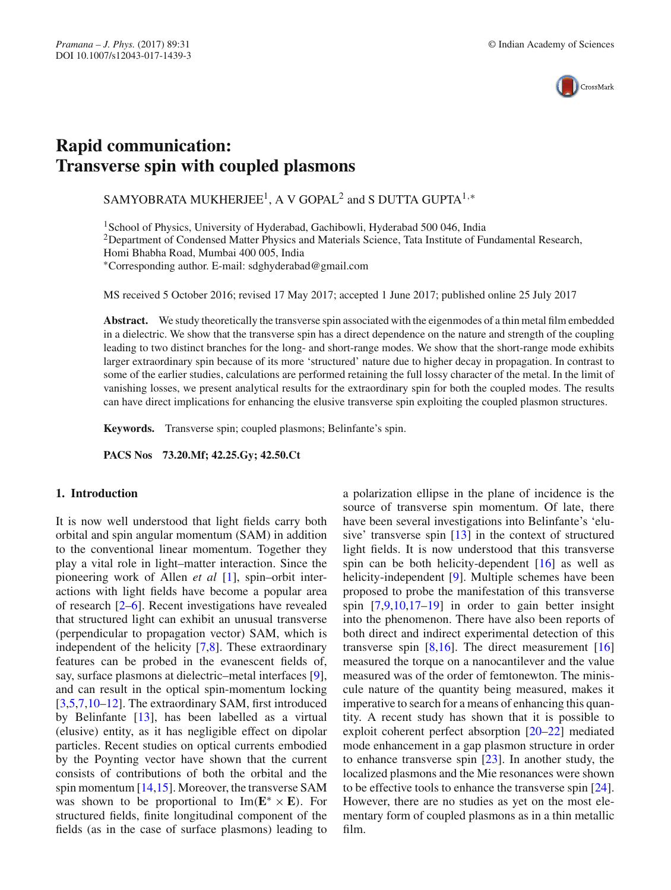# Rapid communication:
# Transverse spin with coupled plasmons

SAMYOBRATA MUKHERJEE[1], A V GOPAL[2] and S DUTTA GUPTA[1,*]

[1]School of Physics, University of Hyderabad, Gachibowli, Hyderabad 500 046, India
[2]Department of Condensed Matter Physics and Materials Science, Tata Institute of Fundamental Research, Homi Bhabha Road, Mumbai 400 005, India
[*]Corresponding author. E-mail: sdghyderabad@gmail.com

MS received 5 October 2016; revised 17 May 2017; accepted 1 June 2017; published online 25 July 2017

**Abstract.** We study theoretically the transverse spin associated with the eigenmodes of a thin metal film embedded in a dielectric. We show that the transverse spin has a direct dependence on the nature and strength of the coupling leading to two distinct branches for the long- and short-range modes. We show that the short-range mode exhibits larger extraordinary spin because of its more 'structured' nature due to higher decay in propagation. In contrast to some of the earlier studies, calculations are performed retaining the full lossy character of the metal. In the limit of vanishing losses, we present analytical results for the extraordinary spin for both the coupled modes. The results can have direct implications for enhancing the elusive transverse spin exploiting the coupled plasmon structures.

**Keywords.** Transverse spin; coupled plasmons; Belinfante's spin.

**PACS Nos** 73.20.Mf; 42.25.Gy; 42.50.Ct

## 1. Introduction

It is now well understood that light fields carry both orbital and spin angular momentum (SAM) in addition to the conventional linear momentum. Together they play a vital role in light–matter interaction. Since the pioneering work of Allen *et al* [1], spin–orbit interactions with light fields have become a popular area of research [2–6]. Recent investigations have revealed that structured light can exhibit an unusual transverse (perpendicular to propagation vector) SAM, which is independent of the helicity [7,8]. These extraordinary features can be probed in the evanescent fields of, say, surface plasmons at dielectric–metal interfaces [9], and can result in the optical spin-momentum locking [3,5,7,10–12]. The extraordinary SAM, first introduced by Belinfante [13], has been labelled as a virtual (elusive) entity, as it has negligible effect on dipolar particles. Recent studies on optical currents embodied by the Poynting vector have shown that the current consists of contributions of both the orbital and the spin momentum [14,15]. Moreover, the transverse SAM was shown to be proportional to $\mathrm{Im}(\mathbf{E}^* \times \mathbf{E})$. For structured fields, finite longitudinal component of the fields (as in the case of surface plasmons) leading to a polarization ellipse in the plane of incidence is the source of transverse spin momentum. Of late, there have been several investigations into Belinfante's 'elusive' transverse spin [13] in the context of structured light fields. It is now understood that this transverse spin can be both helicity-dependent [16] as well as helicity-independent [9]. Multiple schemes have been proposed to probe the manifestation of this transverse spin [7,9,10,17–19] in order to gain better insight into the phenomenon. There have also been reports of both direct and indirect experimental detection of this transverse spin [8,16]. The direct measurement [16] measured the torque on a nanocantilever and the value measured was of the order of femtonewton. The miniscule nature of the quantity being measured, makes it imperative to search for a means of enhancing this quantity. A recent study has shown that it is possible to exploit coherent perfect absorption [20–22] mediated mode enhancement in a gap plasmon structure in order to enhance transverse spin [23]. In another study, the localized plasmons and the Mie resonances were shown to be effective tools to enhance the transverse spin [24]. However, there are no studies as yet on the most elementary form of coupled plasmons as in a thin metallic film.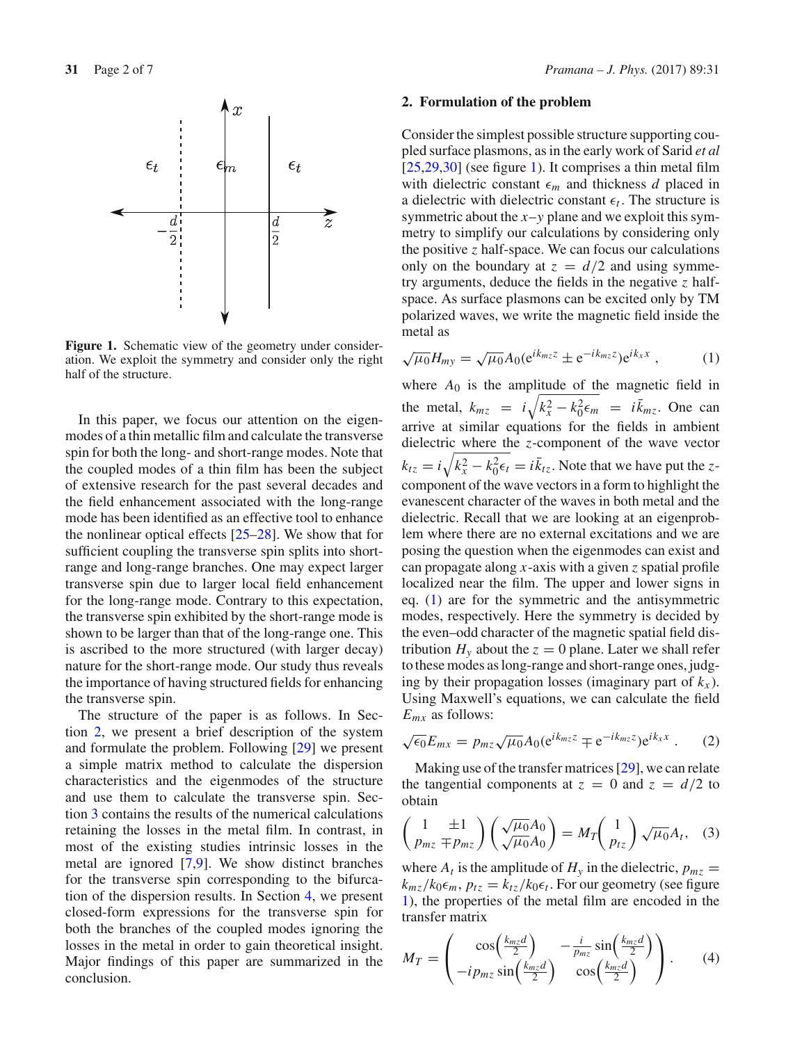**Figure 1.** Schematic view of the geometry under consideration. We exploit the symmetry and consider only the right half of the structure.

In this paper, we focus our attention on the eigenmodes of a thin metallic film and calculate the transverse spin for both the long- and short-range modes. Note that the coupled modes of a thin film has been the subject of extensive research for the past several decades and the field enhancement associated with the long-range mode has been identified as an effective tool to enhance the nonlinear optical effects [25–28]. We show that for sufficient coupling the transverse spin splits into short-range and long-range branches. One may expect larger transverse spin due to larger local field enhancement for the long-range mode. Contrary to this expectation, the transverse spin exhibited by the short-range mode is shown to be larger than that of the long-range one. This is ascribed to the more structured (with larger decay) nature for the short-range mode. Our study thus reveals the importance of having structured fields for enhancing the transverse spin.

The structure of the paper is as follows. In Section 2, we present a brief description of the system and formulate the problem. Following [29] we present a simple matrix method to calculate the dispersion characteristics and the eigenmodes of the structure and use them to calculate the transverse spin. Section 3 contains the results of the numerical calculations retaining the losses in the metal film. In contrast, in most of the existing studies intrinsic losses in the metal are ignored [7,9]. We show distinct branches for the transverse spin corresponding to the bifurcation of the dispersion results. In Section 4, we present closed-form expressions for the transverse spin for both the branches of the coupled modes ignoring the losses in the metal in order to gain theoretical insight. Major findings of this paper are summarized in the conclusion.

## 2. Formulation of the problem

Consider the simplest possible structure supporting coupled surface plasmons, as in the early work of Sarid *et al* [25,29,30] (see figure 1). It comprises a thin metal film with dielectric constant $\epsilon_m$ and thickness $d$ placed in a dielectric with dielectric constant $\epsilon_t$. The structure is symmetric about the $x$–$y$ plane and we exploit this symmetry to simplify our calculations by considering only the positive $z$ half-space. We can focus our calculations only on the boundary at $z = d/2$ and using symmetry arguments, deduce the fields in the negative $z$ half-space. As surface plasmons can be excited only by TM polarized waves, we write the magnetic field inside the metal as

$$\sqrt{\mu_0} H_{my} = \sqrt{\mu_0} A_0 (\mathrm{e}^{ik_{mz}z} \pm \mathrm{e}^{-ik_{mz}z}) \mathrm{e}^{ik_x x}, \qquad (1)$$

where $A_0$ is the amplitude of the magnetic field in the metal, $k_{mz} = i\sqrt{k_x^2 - k_0^2\epsilon_m} = i\bar{k}_{mz}$. One can arrive at similar equations for the fields in ambient dielectric where the $z$-component of the wave vector $k_{tz} = i\sqrt{k_x^2 - k_0^2\epsilon_t} = i\bar{k}_{tz}$. Note that we have put the $z$-component of the wave vectors in a form to highlight the evanescent character of the waves in both metal and the dielectric. Recall that we are looking at an eigenproblem where there are no external excitations and we are posing the question when the eigenmodes can exist and can propagate along $x$-axis with a given $z$ spatial profile localized near the film. The upper and lower signs in eq. (1) are for the symmetric and the antisymmetric modes, respectively. Here the symmetry is decided by the even–odd character of the magnetic spatial field distribution $H_y$ about the $z = 0$ plane. Later we shall refer to these modes as long-range and short-range ones, judging by their propagation losses (imaginary part of $k_x$). Using Maxwell's equations, we can calculate the field $E_{mx}$ as follows:

$$\sqrt{\epsilon_0} E_{mx} = p_{mz} \sqrt{\mu_0} A_0 (\mathrm{e}^{ik_{mz}z} \mp \mathrm{e}^{-ik_{mz}z}) \mathrm{e}^{ik_x x}. \qquad (2)$$

Making use of the transfer matrices [29], we can relate the tangential components at $z = 0$ and $z = d/2$ to obtain

$$\begin{pmatrix} 1 & \pm 1 \\ p_{mz} & \mp p_{mz} \end{pmatrix} \begin{pmatrix} \sqrt{\mu_0} A_0 \\ \sqrt{\mu_0} A_0 \end{pmatrix} = M_T \begin{pmatrix} 1 \\ p_{tz} \end{pmatrix} \sqrt{\mu_0} A_t, \quad (3)$$

where $A_t$ is the amplitude of $H_y$ in the dielectric, $p_{mz} = k_{mz}/k_0\epsilon_m$, $p_{tz} = k_{tz}/k_0\epsilon_t$. For our geometry (see figure 1), the properties of the metal film are encoded in the transfer matrix

$$M_T = \begin{pmatrix} \cos\left(\frac{k_{mz}d}{2}\right) & -\frac{i}{p_{mz}} \sin\left(\frac{k_{mz}d}{2}\right) \\ -ip_{mz} \sin\left(\frac{k_{mz}d}{2}\right) & \cos\left(\frac{k_{mz}d}{2}\right) \end{pmatrix}. \qquad (4)$$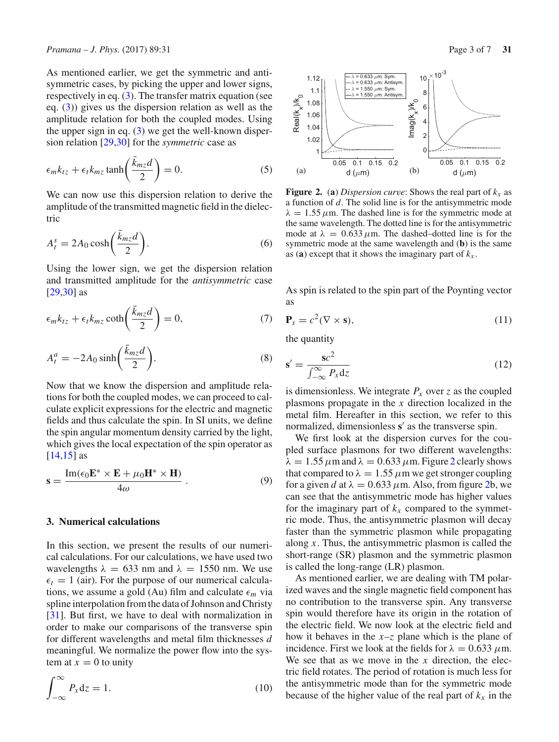As mentioned earlier, we get the symmetric and antisymmetric cases, by picking the upper and lower signs, respectively in eq. (3). The transfer matrix equation (see eq. (3)) gives us the dispersion relation as well as the amplitude relation for both the coupled modes. Using the upper sign in eq. (3) we get the well-known dispersion relation [29,30] for the *symmetric* case as

$$\epsilon_m k_{tz} + \epsilon_t k_{mz} \tanh\left(\frac{\bar{k}_{mz} d}{2}\right) = 0. \tag{5}$$

We can now use this dispersion relation to derive the amplitude of the transmitted magnetic field in the dielectric

$$A_t^s = 2A_0 \cosh\left(\frac{\bar{k}_{mz} d}{2}\right). \tag{6}$$

Using the lower sign, we get the dispersion relation and transmitted amplitude for the *antisymmetric* case [29,30] as

$$\epsilon_m k_{tz} + \epsilon_t k_{mz} \coth\left(\frac{\bar{k}_{mz} d}{2}\right) = 0, \tag{7}$$

$$A_t^a = -2A_0 \sinh\left(\frac{\bar{k}_{mz} d}{2}\right). \tag{8}$$

Now that we know the dispersion and amplitude relations for both the coupled modes, we can proceed to calculate explicit expressions for the electric and magnetic fields and thus calculate the spin. In SI units, we define the spin angular momentum density carried by the light, which gives the local expectation of the spin operator as [14,15] as

$$\mathbf{s} = \frac{\mathrm{Im}(\epsilon_0 \mathbf{E}^* \times \mathbf{E} + \mu_0 \mathbf{H}^* \times \mathbf{H})}{4\omega}. \tag{9}$$

## 3. Numerical calculations

In this section, we present the results of our numerical calculations. For our calculations, we have used two wavelengths $\lambda = 633$ nm and $\lambda = 1550$ nm. We use $\epsilon_t = 1$ (air). For the purpose of our numerical calculations, we assume a gold (Au) film and calculate $\epsilon_m$ via spline interpolation from the data of Johnson and Christy [31]. But first, we have to deal with normalization in order to make our comparisons of the transverse spin for different wavelengths and metal film thicknesses $d$ meaningful. We normalize the power flow into the system at $x = 0$ to unity

$$\int_{-\infty}^{\infty} P_x \mathrm{d}z = 1. \tag{10}$$

**Figure 2.** (**a**) *Dispersion curve*: Shows the real part of $k_x$ as a function of $d$. The solid line is for the antisymmetric mode $\lambda = 1.55\,\mu$m. The dashed line is for the symmetric mode at the same wavelength. The dotted line is for the antisymmetric mode at $\lambda = 0.633\,\mu$m. The dashed–dotted line is for the symmetric mode at the same wavelength and (**b**) is the same as (**a**) except that it shows the imaginary part of $k_x$.

As spin is related to the spin part of the Poynting vector as

$$\mathbf{P}_s = c^2(\nabla \times \mathbf{s}), \tag{11}$$

the quantity

$$\mathbf{s}' = \frac{\mathbf{s}c^2}{\int_{-\infty}^{\infty} P_x \mathrm{d}z} \tag{12}$$

is dimensionless. We integrate $P_x$ over $z$ as the coupled plasmons propagate in the $x$ direction localized in the metal film. Hereafter in this section, we refer to this normalized, dimensionless $\mathbf{s}'$ as the transverse spin.

We first look at the dispersion curves for the coupled surface plasmons for two different wavelengths: $\lambda = 1.55\,\mu$m and $\lambda = 0.633\,\mu$m. Figure 2 clearly shows that compared to $\lambda = 1.55\,\mu$m we get stronger coupling for a given $d$ at $\lambda = 0.633\,\mu$m. Also, from figure 2b, we can see that the antisymmetric mode has higher values for the imaginary part of $k_x$ compared to the symmetric mode. Thus, the antisymmetric plasmon will decay faster than the symmetric plasmon while propagating along $x$. Thus, the antisymmetric plasmon is called the short-range (SR) plasmon and the symmetric plasmon is called the long-range (LR) plasmon.

As mentioned earlier, we are dealing with TM polarized waves and the single magnetic field component has no contribution to the transverse spin. Any transverse spin would therefore have its origin in the rotation of the electric field. We now look at the electric field and how it behaves in the $x$–$z$ plane which is the plane of incidence. First we look at the fields for $\lambda = 0.633\,\mu$m. We see that as we move in the $x$ direction, the electric field rotates. The period of rotation is much less for the antisymmetric mode than for the symmetric mode because of the higher value of the real part of $k_x$ in the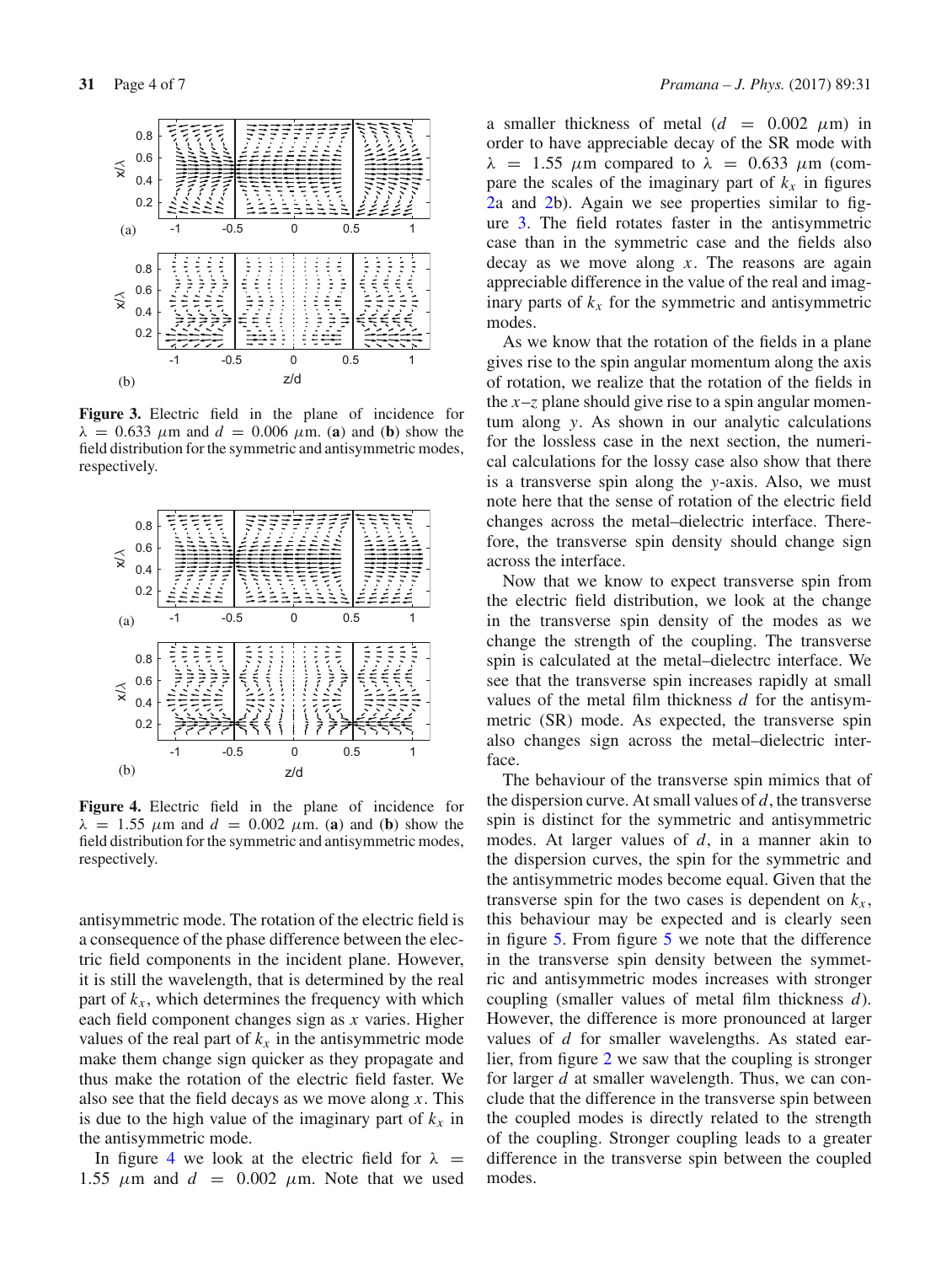0.8
0.6
0.4
0.2
x/λ
(a)
-1 -0.5 0 0.5 1

0.8
0.6
0.4
0.2
x/λ
(b)
-1 -0.5 0 0.5 1
z/d

**Figure 3.** Electric field in the plane of incidence for $\lambda = 0.633$ $\mu$m and $d = 0.006$ $\mu$m. (**a**) and (**b**) show the field distribution for the symmetric and antisymmetric modes, respectively.

0.8
0.6
0.4
0.2
x/λ
(a)
-1 -0.5 0 0.5 1

0.8
0.6
0.4
0.2
x/λ
(b)
-1 -0.5 0 0.5 1
z/d

**Figure 4.** Electric field in the plane of incidence for $\lambda = 1.55$ $\mu$m and $d = 0.002$ $\mu$m. (**a**) and (**b**) show the field distribution for the symmetric and antisymmetric modes, respectively.

antisymmetric mode. The rotation of the electric field is a consequence of the phase difference between the electric field components in the incident plane. However, it is still the wavelength, that is determined by the real part of $k_x$, which determines the frequency with which each field component changes sign as $x$ varies. Higher values of the real part of $k_x$ in the antisymmetric mode make them change sign quicker as they propagate and thus make the rotation of the electric field faster. We also see that the field decays as we move along $x$. This is due to the high value of the imaginary part of $k_x$ in the antisymmetric mode.

In figure 4 we look at the electric field for $\lambda = 1.55$ $\mu$m and $d = 0.002$ $\mu$m. Note that we used a smaller thickness of metal ($d = 0.002$ $\mu$m) in order to have appreciable decay of the SR mode with $\lambda = 1.55$ $\mu$m compared to $\lambda = 0.633$ $\mu$m (compare the scales of the imaginary part of $k_x$ in figures 2a and 2b). Again we see properties similar to figure 3. The field rotates faster in the antisymmetric case than in the symmetric case and the fields also decay as we move along $x$. The reasons are again appreciable difference in the value of the real and imaginary parts of $k_x$ for the symmetric and antisymmetric modes.

As we know that the rotation of the fields in a plane gives rise to the spin angular momentum along the axis of rotation, we realize that the rotation of the fields in the $x$–$z$ plane should give rise to a spin angular momentum along $y$. As shown in our analytic calculations for the lossless case in the next section, the numerical calculations for the lossy case also show that there is a transverse spin along the $y$-axis. Also, we must note here that the sense of rotation of the electric field changes across the metal–dielectric interface. Therefore, the transverse spin density should change sign across the interface.

Now that we know to expect transverse spin from the electric field distribution, we look at the change in the transverse spin density of the modes as we change the strength of the coupling. The transverse spin is calculated at the metal–dielectrc interface. We see that the transverse spin increases rapidly at small values of the metal film thickness $d$ for the antisymmetric (SR) mode. As expected, the transverse spin also changes sign across the metal–dielectric interface.

The behaviour of the transverse spin mimics that of the dispersion curve. At small values of $d$, the transverse spin is distinct for the symmetric and antisymmetric modes. At larger values of $d$, in a manner akin to the dispersion curves, the spin for the symmetric and the antisymmetric modes become equal. Given that the transverse spin for the two cases is dependent on $k_x$, this behaviour may be expected and is clearly seen in figure 5. From figure 5 we note that the difference in the transverse spin density between the symmetric and antisymmetric modes increases with stronger coupling (smaller values of metal film thickness $d$). However, the difference is more pronounced at larger values of $d$ for smaller wavelengths. As stated earlier, from figure 2 we saw that the coupling is stronger for larger $d$ at smaller wavelength. Thus, we can conclude that the difference in the transverse spin between the coupled modes is directly related to the strength of the coupling. Stronger coupling leads to a greater difference in the transverse spin between the coupled modes.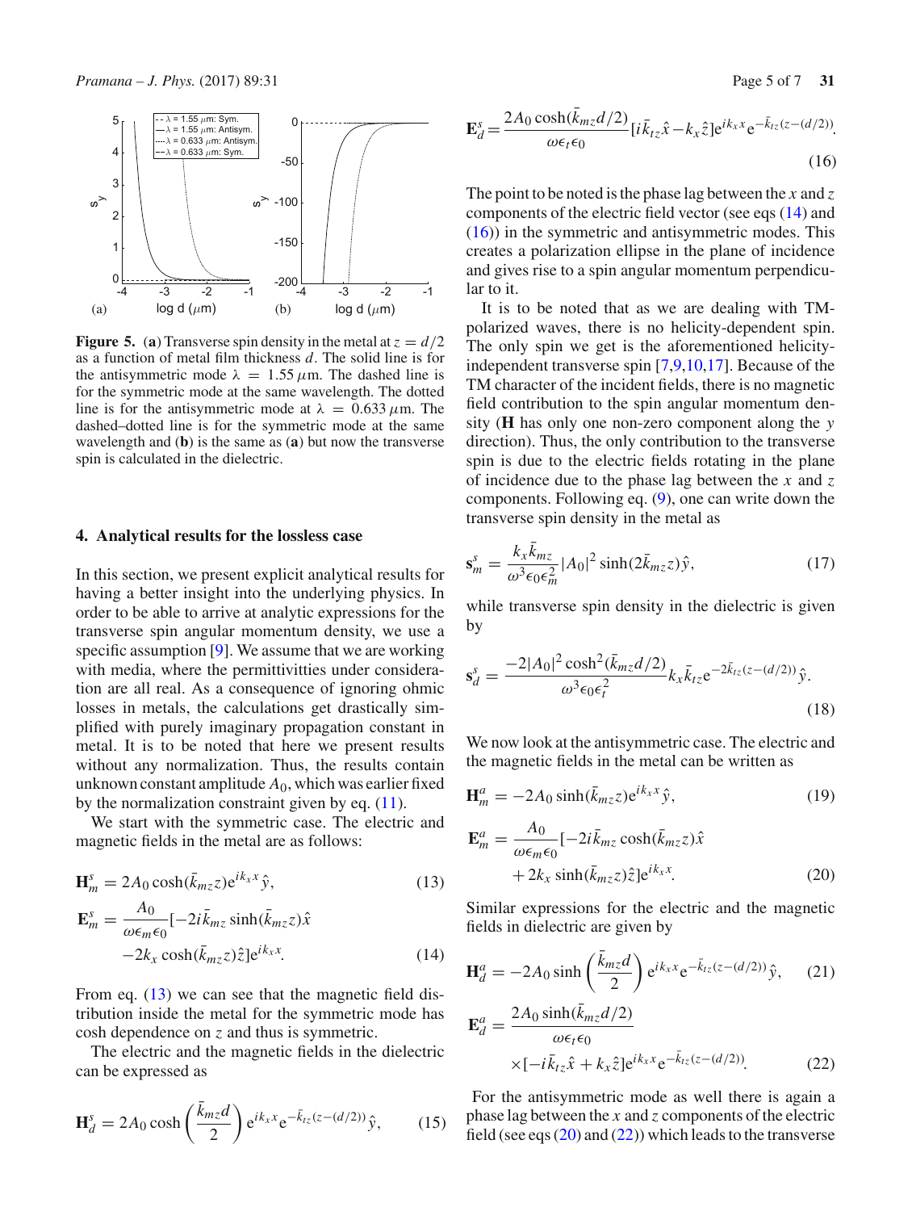**Figure 5.** (**a**) Transverse spin density in the metal at $z = d/2$ as a function of metal film thickness $d$. The solid line is for the antisymmetric mode $\lambda = 1.55\,\mu$m. The dashed line is for the symmetric mode at the same wavelength. The dotted line is for the antisymmetric mode at $\lambda = 0.633\,\mu$m. The dashed–dotted line is for the symmetric mode at the same wavelength and (**b**) is the same as (**a**) but now the transverse spin is calculated in the dielectric.

## 4. Analytical results for the lossless case

In this section, we present explicit analytical results for having a better insight into the underlying physics. In order to be able to arrive at analytic expressions for the transverse spin angular momentum density, we use a specific assumption [9]. We assume that we are working with media, where the permittivities under consideration are all real. As a consequence of ignoring ohmic losses in metals, the calculations get drastically simplified with purely imaginary propagation constant in metal. It is to be noted that here we present results without any normalization. Thus, the results contain unknown constant amplitude $A_0$, which was earlier fixed by the normalization constraint given by eq. (11).

We start with the symmetric case. The electric and magnetic fields in the metal are as follows:

$$\mathbf{H}_m^s = 2A_0 \cosh(\bar{k}_{mz}z)\mathrm{e}^{ik_x x}\hat{y}, \tag{13}$$

$$\mathbf{E}_m^s = \frac{A_0}{\omega\epsilon_m\epsilon_0}[-2i\bar{k}_{mz}\sinh(\bar{k}_{mz}z)\hat{x} - 2k_x\cosh(\bar{k}_{mz}z)\hat{z}]\mathrm{e}^{ik_x x}. \tag{14}$$

From eq. (13) we can see that the magnetic field distribution inside the metal for the symmetric mode has cosh dependence on $z$ and thus is symmetric.

The electric and the magnetic fields in the dielectric can be expressed as

$$\mathbf{H}_d^s = 2A_0 \cosh\left(\frac{\bar{k}_{mz}d}{2}\right)\mathrm{e}^{ik_x x}\mathrm{e}^{-\bar{k}_{tz}(z-(d/2))}\hat{y}, \tag{15}$$

$$\mathbf{E}_d^s = \frac{2A_0\cosh(\bar{k}_{mz}d/2)}{\omega\epsilon_t\epsilon_0}[i\bar{k}_{tz}\hat{x} - k_x\hat{z}]\mathrm{e}^{ik_x x}\mathrm{e}^{-\bar{k}_{tz}(z-(d/2))}. \tag{16}$$

The point to be noted is the phase lag between the $x$ and $z$ components of the electric field vector (see eqs (14) and (16)) in the symmetric and antisymmetric modes. This creates a polarization ellipse in the plane of incidence and gives rise to a spin angular momentum perpendicular to it.

It is to be noted that as we are dealing with TM-polarized waves, there is no helicity-dependent spin. The only spin we get is the aforementioned helicity-independent transverse spin [7,9,10,17]. Because of the TM character of the incident fields, there is no magnetic field contribution to the spin angular momentum density (**H** has only one non-zero component along the $y$ direction). Thus, the only contribution to the transverse spin is due to the electric fields rotating in the plane of incidence due to the phase lag between the $x$ and $z$ components. Following eq. (9), one can write down the transverse spin density in the metal as

$$\mathbf{s}_m^s = \frac{k_x\bar{k}_{mz}}{\omega^3\epsilon_0\epsilon_m^2}|A_0|^2\sinh(2\bar{k}_{mz}z)\hat{y}, \tag{17}$$

while transverse spin density in the dielectric is given by

$$\mathbf{s}_d^s = \frac{-2|A_0|^2\cosh^2(\bar{k}_{mz}d/2)}{\omega^3\epsilon_0\epsilon_t^2}k_x\bar{k}_{tz}\mathrm{e}^{-2\bar{k}_{tz}(z-(d/2))}\hat{y}. \tag{18}$$

We now look at the antisymmetric case. The electric and the magnetic fields in the metal can be written as

$$\mathbf{H}_m^a = -2A_0\sinh(\bar{k}_{mz}z)\mathrm{e}^{ik_x x}\hat{y}, \tag{19}$$

$$\mathbf{E}_m^a = \frac{A_0}{\omega\epsilon_m\epsilon_0}[-2i\bar{k}_{mz}\cosh(\bar{k}_{mz}z)\hat{x} + 2k_x\sinh(\bar{k}_{mz}z)\hat{z}]\mathrm{e}^{ik_x x}. \tag{20}$$

Similar expressions for the electric and the magnetic fields in dielectric are given by

$$\mathbf{H}_d^a = -2A_0\sinh\left(\frac{\bar{k}_{mz}d}{2}\right)\mathrm{e}^{ik_x x}\mathrm{e}^{-\bar{k}_{tz}(z-(d/2))}\hat{y}, \tag{21}$$

$$\mathbf{E}_d^a = \frac{2A_0\sinh(\bar{k}_{mz}d/2)}{\omega\epsilon_t\epsilon_0}\times[-i\bar{k}_{tz}\hat{x} + k_x\hat{z}]\mathrm{e}^{ik_x x}\mathrm{e}^{-\bar{k}_{tz}(z-(d/2))}. \tag{22}$$

For the antisymmetric mode as well there is again a phase lag between the $x$ and $z$ components of the electric field (see eqs (20) and (22)) which leads to the transverse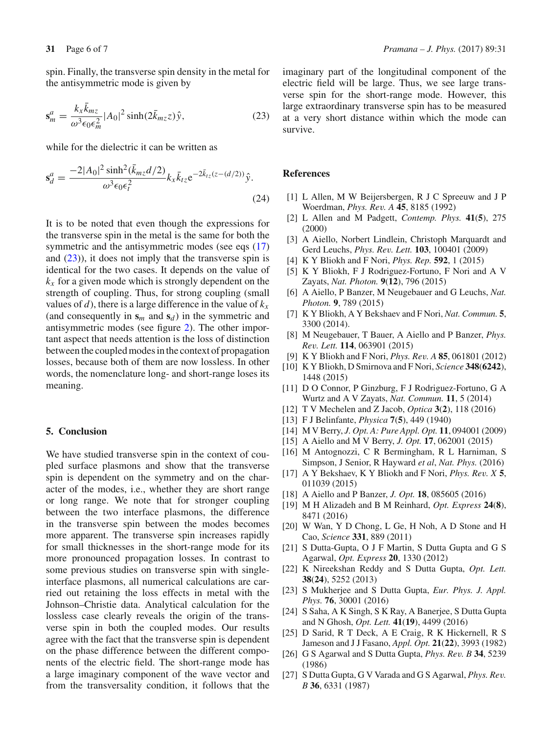spin. Finally, the transverse spin density in the metal for the antisymmetric mode is given by

$$\mathbf{s}_m^a = \frac{k_x \bar{k}_{mz}}{\omega^3 \epsilon_0 \epsilon_m^2} |A_0|^2 \sinh(2\bar{k}_{mz} z)\hat{y}, \tag{23}$$

while for the dielectric it can be written as

$$\mathbf{s}_d^a = \frac{-2|A_0|^2 \sinh^2(\bar{k}_{mz} d/2)}{\omega^3 \epsilon_0 \epsilon_t^2} k_x \bar{k}_{tz} \mathrm{e}^{-2\bar{k}_{tz}(z-(d/2))}\hat{y}. \tag{24}$$

It is to be noted that even though the expressions for the transverse spin in the metal is the same for both the symmetric and the antisymmetric modes (see eqs (17) and (23)), it does not imply that the transverse spin is identical for the two cases. It depends on the value of $k_x$ for a given mode which is strongly dependent on the strength of coupling. Thus, for strong coupling (small values of $d$), there is a large difference in the value of $k_x$ (and consequently in $\mathbf{s}_m$ and $\mathbf{s}_d$) in the symmetric and antisymmetric modes (see figure 2). The other important aspect that needs attention is the loss of distinction between the coupled modes in the context of propagation losses, because both of them are now lossless. In other words, the nomenclature long- and short-range loses its meaning.

## 5. Conclusion

We have studied transverse spin in the context of coupled surface plasmons and show that the transverse spin is dependent on the symmetry and on the character of the modes, i.e., whether they are short range or long range. We note that for stronger coupling between the two interface plasmons, the difference in the transverse spin between the modes becomes more apparent. The transverse spin increases rapidly for small thicknesses in the short-range mode for its more pronounced propagation losses. In contrast to some previous studies on transverse spin with single-interface plasmons, all numerical calculations are carried out retaining the loss effects in metal with the Johnson–Christie data. Analytical calculation for the lossless case clearly reveals the origin of the transverse spin in both the coupled modes. Our results agree with the fact that the transverse spin is dependent on the phase difference between the different components of the electric field. The short-range mode has a large imaginary component of the wave vector and from the transversality condition, it follows that the imaginary part of the longitudinal component of the electric field will be large. Thus, we see large transverse spin for the short-range mode. However, this large extraordinary transverse spin has to be measured at a very short distance within which the mode can survive.

## References

[1] L Allen, M W Beijersbergen, R J C Spreeuw and J P Woerdman, *Phys. Rev. A* **45**, 8185 (1992)

[2] L Allen and M Padgett, *Contemp. Phys.* **41**(**5**), 275 (2000)

[3] A Aiello, Norbert Lindlein, Christoph Marquardt and Gerd Leuchs, *Phys. Rev. Lett.* **103**, 100401 (2009)

[4] K Y Bliokh and F Nori, *Phys. Rep.* **592**, 1 (2015)

[5] K Y Bliokh, F J Rodriguez-Fortuno, F Nori and A V Zayats, *Nat. Photon.* **9**(**12**), 796 (2015)

[6] A Aiello, P Banzer, M Neugebauer and G Leuchs, *Nat. Photon.* **9**, 789 (2015)

[7] K Y Bliokh, A Y Bekshaev and F Nori, *Nat. Commun.* **5**, 3300 (2014).

[8] M Neugebauer, T Bauer, A Aiello and P Banzer, *Phys. Rev. Lett.* **114**, 063901 (2015)

[9] K Y Bliokh and F Nori, *Phys. Rev. A* **85**, 061801 (2012)

[10] K Y Bliokh, D Smirnova and F Nori, *Science* **348**(**6242**), 1448 (2015)

[11] D O Connor, P Ginzburg, F J Rodriguez-Fortuno, G A Wurtz and A V Zayats, *Nat. Commun.* **11**, 5 (2014)

[12] T V Mechelen and Z Jacob, *Optica* **3**(**2**), 118 (2016)

[13] F J Belinfante, *Physica* **7**(**5**), 449 (1940)

[14] M V Berry, *J. Opt. A: Pure Appl. Opt.* **11**, 094001 (2009)

[15] A Aiello and M V Berry, *J. Opt.* **17**, 062001 (2015)

[16] M Antognozzi, C R Bermingham, R L Harniman, S Simpson, J Senior, R Hayward *et al*, *Nat. Phys.* (2016)

[17] A Y Bekshaev, K Y Bliokh and F Nori, *Phys. Rev. X* **5**, 011039 (2015)

[18] A Aiello and P Banzer, *J. Opt.* **18**, 085605 (2016)

[19] M H Alizadeh and B M Reinhard, *Opt. Express* **24**(**8**), 8471 (2016)

[20] W Wan, Y D Chong, L Ge, H Noh, A D Stone and H Cao, *Science* **331**, 889 (2011)

[21] S Dutta-Gupta, O J F Martin, S Dutta Gupta and G S Agarwal, *Opt. Express* **20**, 1330 (2012)

[22] K Nireekshan Reddy and S Dutta Gupta, *Opt. Lett.* **38**(**24**), 5252 (2013)

[23] S Mukherjee and S Dutta Gupta, *Eur. Phys. J. Appl. Phys.* **76**, 30001 (2016)

[24] S Saha, A K Singh, S K Ray, A Banerjee, S Dutta Gupta and N Ghosh, *Opt. Lett.* **41**(**19**), 4499 (2016)

[25] D Sarid, R T Deck, A E Craig, R K Hickernell, R S Jameson and J J Fasano, *Appl. Opt.* **21**(**22**), 3993 (1982)

[26] G S Agarwal and S Dutta Gupta, *Phys. Rev. B* **34**, 5239 (1986)

[27] S Dutta Gupta, G V Varada and G S Agarwal, *Phys. Rev. B* **36**, 6331 (1987)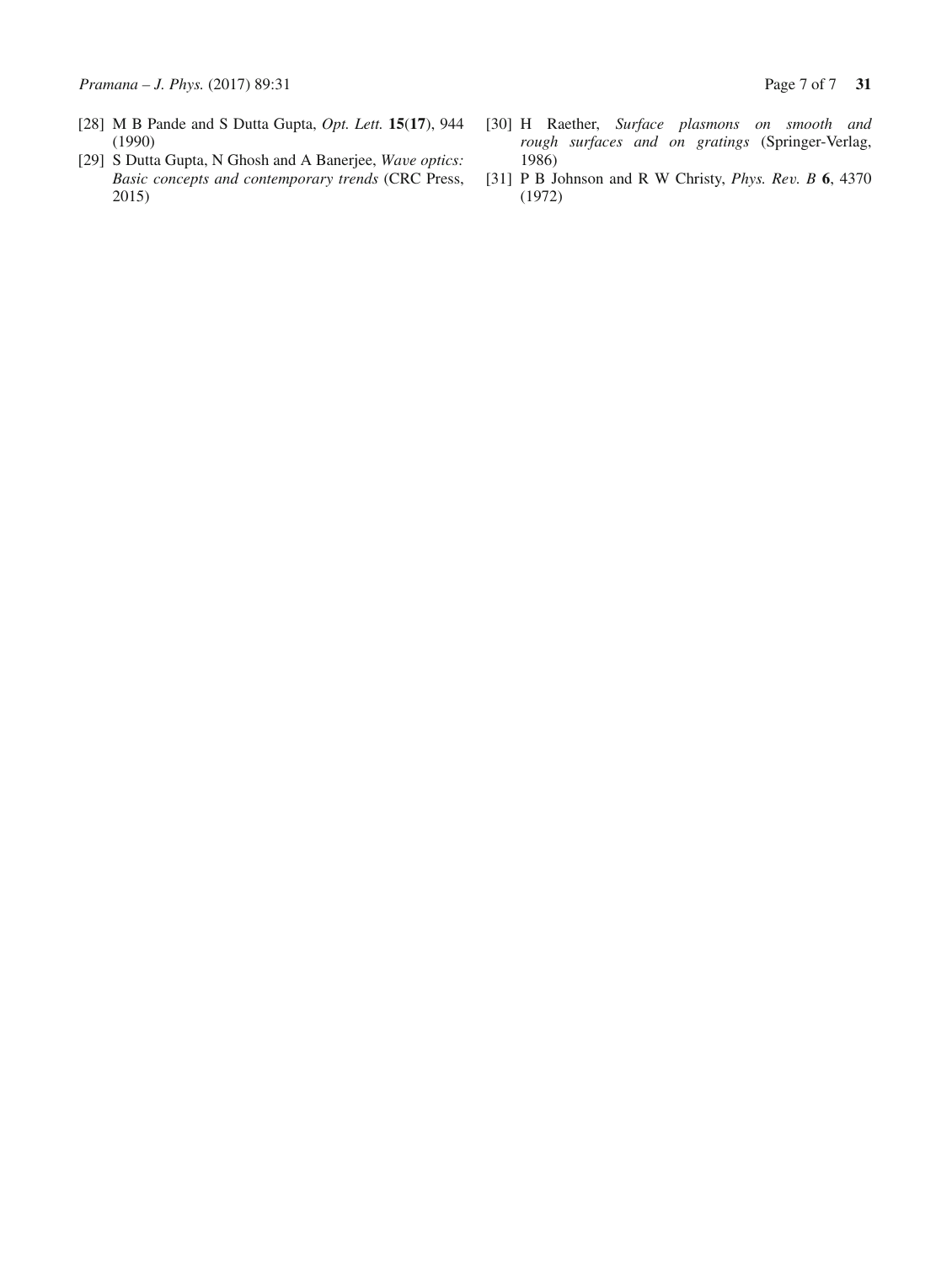[28] M B Pande and S Dutta Gupta, *Opt. Lett.* **15**(**17**), 944 (1990)

[29] S Dutta Gupta, N Ghosh and A Banerjee, *Wave optics: Basic concepts and contemporary trends* (CRC Press, 2015)

[30] H Raether, *Surface plasmons on smooth and rough surfaces and on gratings* (Springer-Verlag, 1986)

[31] P B Johnson and R W Christy, *Phys. Rev. B* **6**, 4370 (1972)